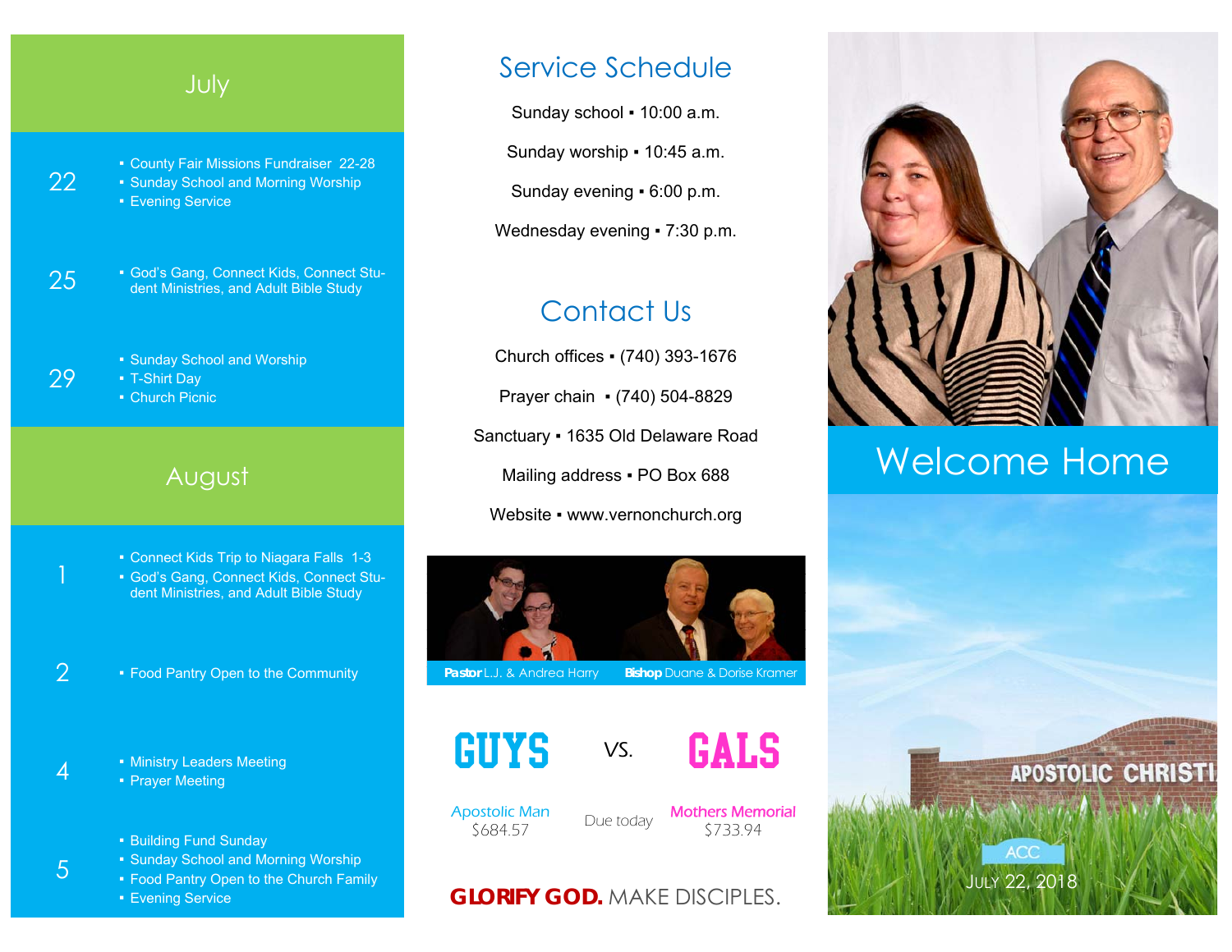## July

**22**
- County Fair Missions Fundraiser 22-28
- Sunday School and Morning Worship
- Evening Service

**25**
- God's Gang, Connect Kids, Connect Student Ministries, and Adult Bible Study

**29**
- Sunday School and Worship
- T-Shirt Day
- Church Picnic

## August

**1**
- Connect Kids Trip to Niagara Falls 1-3
- God's Gang, Connect Kids, Connect Student Ministries, and Adult Bible Study

**2**
- Food Pantry Open to the Community

**4**
- Ministry Leaders Meeting
- Prayer Meeting

**5**
- Building Fund Sunday
- Sunday School and Morning Worship
- Food Pantry Open to the Church Family
- Evening Service

## Service Schedule

Sunday school ▪ 10:00 a.m.

Sunday worship ▪ 10:45 a.m.

Sunday evening ▪ 6:00 p.m.

Wednesday evening ▪ 7:30 p.m.

## Contact Us

Church offices ▪ (740) 393-1676

Prayer chain ▪ (740) 504-8829

Sanctuary ▪ 1635 Old Delaware Road

Mailing address ▪ PO Box 688

Website ▪ www.vernonchurch.org

**Pastor** L.J. & Andrea Harry **Bishop** Duane & Dorise Kramer

## GUYS vs. GALS

| Apostolic Man | Due today | Mothers Memorial |
|---|---|---|
| $684.57 | | $733.94 |

**GLORIFY GOD.** MAKE DISCIPLES.

# Welcome Home

APOSTOLIC CHRISTI

ACC

JULY 22, 2018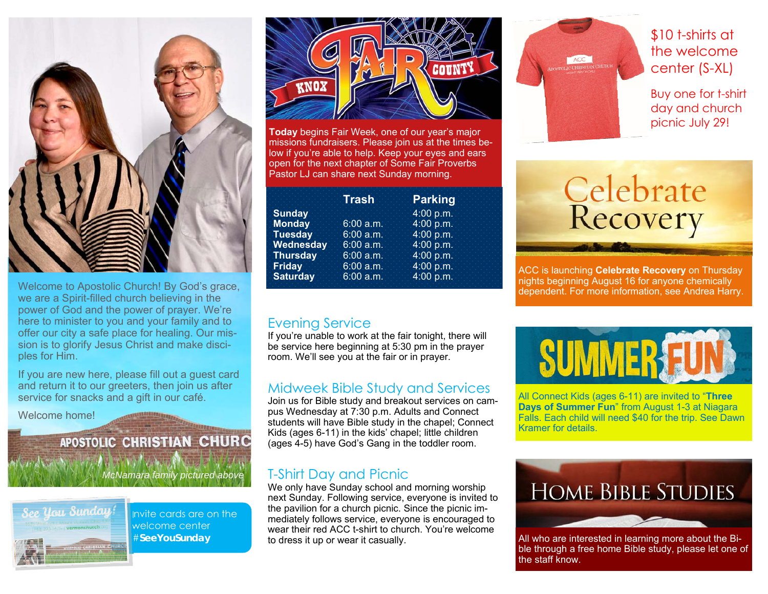Welcome to Apostolic Church! By God's grace, we are a Spirit-filled church believing in the power of God and the power of prayer. We're here to minister to you and your family and to offer our city a safe place for healing. Our mission is to glorify Jesus Christ and make disciples for Him.

If you are new here, please fill out a guest card and return it to our greeters, then join us after service for snacks and a gift in our café.

Welcome home!

*McNamara family pictured above*

Invite cards are on the welcome center #**SeeYouSunday**

**Today** begins Fair Week, one of our year's major missions fundraisers. Please join us at the times below if you're able to help. Keep your eyes and ears open for the next chapter of Some Fair Proverbs Pastor LJ can share next Sunday morning.

| | Trash | Parking |
|---|---|---|
| **Sunday** | | 4:00 p.m. |
| **Monday** | 6:00 a.m. | 4:00 p.m. |
| **Tuesday** | 6:00 a.m. | 4:00 p.m. |
| **Wednesday** | 6:00 a.m. | 4:00 p.m. |
| **Thursday** | 6:00 a.m. | 4:00 p.m. |
| **Friday** | 6:00 a.m. | 4:00 p.m. |
| **Saturday** | 6:00 a.m. | 4:00 p.m. |

## Evening Service

If you're unable to work at the fair tonight, there will be service here beginning at 5:30 pm in the prayer room. We'll see you at the fair or in prayer.

## Midweek Bible Study and Services

Join us for Bible study and breakout services on campus Wednesday at 7:30 p.m. Adults and Connect students will have Bible study in the chapel; Connect Kids (ages 6-11) in the kids' chapel; little children (ages 4-5) have God's Gang in the toddler room.

## T-Shirt Day and Picnic

We only have Sunday school and morning worship next Sunday. Following service, everyone is invited to the pavilion for a church picnic. Since the picnic immediately follows service, everyone is encouraged to wear their red ACC t-shirt to church. You're welcome to dress it up or wear it casually.

$10 t-shirts at the welcome center (S-XL)

Buy one for t-shirt day and church picnic July 29!

ACC is launching **Celebrate Recovery** on Thursday nights beginning August 16 for anyone chemically dependent. For more information, see Andrea Harry.

All Connect Kids (ages 6-11) are invited to "**Three Days of Summer Fun**" from August 1-3 at Niagara Falls. Each child will need $40 for the trip. See Dawn Kramer for details.

All who are interested in learning more about the Bible through a free home Bible study, please let one of the staff know.